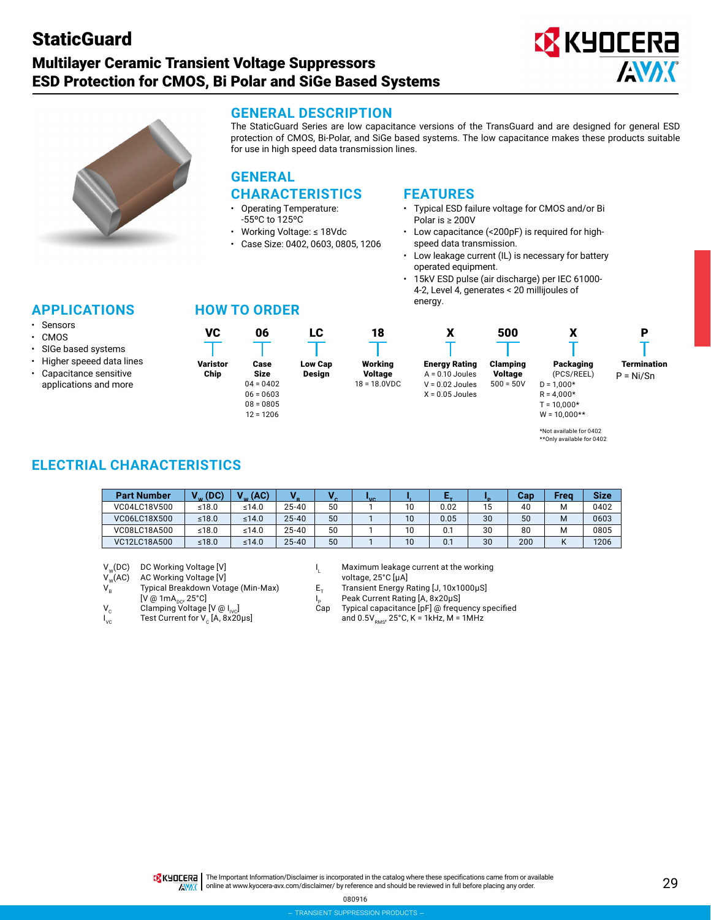# StaticGuard

## Multilayer Ceramic Transient Voltage Suppressors
## ESD Protection for CMOS, Bi Polar and SiGe Based Systems

## GENERAL DESCRIPTION

The StaticGuard Series are low capacitance versions of the TransGuard and are designed for general ESD protection of CMOS, Bi-Polar, and SiGe based systems. The low capacitance makes these products suitable for use in high speed data transmission lines.

## GENERAL CHARACTERISTICS

- Operating Temperature: -55ºC to 125ºC
- Working Voltage: ≤ 18Vdc
- Case Size: 0402, 0603, 0805, 1206

## FEATURES

- Typical ESD failure voltage for CMOS and/or Bi Polar is ≥ 200V
- Low capacitance (<200pF) is required for high-speed data transmission.
- Low leakage current (IL) is necessary for battery operated equipment.
- 15kV ESD pulse (air discharge) per IEC 61000-4-2, Level 4, generates < 20 millijoules of energy.

## APPLICATIONS

- Sensors
- CMOS
- SIGe based systems
- Higher speeed data lines
- Capacitance sensitive applications and more

## HOW TO ORDER

| VC | 06 | LC | 18 | X | 500 | X | P |
|---|---|---|---|---|---|---|---|
| **Varistor Chip** | **Case Size**<br>04 = 0402<br>06 = 0603<br>08 = 0805<br>12 = 1206 | **Low Cap Design** | **Working Voltage**<br>18 = 18.0VDC | **Energy Rating**<br>A = 0.10 Joules<br>V = 0.02 Joules<br>X = 0.05 Joules | **Clamping Voltage**<br>500 = 50V | **Packaging** (PCS/REEL)<br>D = 1,000*<br>R = 4,000*<br>T = 10,000*<br>W = 10,000** | **Termination**<br>P = Ni/Sn |

*Not available for 0402
**Only available for 0402

## ELECTRIAL CHARACTERISTICS

| Part Number | $V_W$ (DC) | $V_W$ (AC) | $V_B$ | $V_C$ | $I_{VC}$ | $I_L$ | $E_T$ | $I_P$ | Cap | Freq | Size |
|---|---|---|---|---|---|---|---|---|---|---|---|
| VC04LC18V500 | ≤18.0 | ≤14.0 | 25-40 | 50 | 1 | 10 | 0.02 | 15 | 40 | M | 0402 |
| VC06LC18X500 | ≤18.0 | ≤14.0 | 25-40 | 50 | 1 | 10 | 0.05 | 30 | 50 | M | 0603 |
| VC08LC18A500 | ≤18.0 | ≤14.0 | 25-40 | 50 | 1 | 10 | 0.1 | 30 | 80 | M | 0805 |
| VC12LC18A500 | ≤18.0 | ≤14.0 | 25-40 | 50 | 1 | 10 | 0.1 | 30 | 200 | K | 1206 |

- $V_W$(DC) DC Working Voltage [V]
- $V_W$(AC) AC Working Voltage [V]
- $V_B$ Typical Breakdown Votage (Min-Max) [V @ $1mA_{DC}$, 25°C]
- $V_C$ Clamping Voltage [V @ $I_{VC}$]
- $I_{VC}$ Test Current for $V_C$ [A, 8x20μs]
- $I_L$ Maximum leakage current at the working voltage, 25°C [μA]
- $E_T$ Transient Energy Rating [J, 10x1000μS]
- $I_P$ Peak Current Rating [A, 8x20μS]
- Cap Typical capacitance [pF] @ frequency specified and $0.5V_{RMS}$, 25°C, K = 1kHz, M = 1MHz

The Important Information/Disclaimer is incorporated in the catalog where these specifications came from or available online at www.kyocera-avx.com/disclaimer/ by reference and should be reviewed in full before placing any order.

080916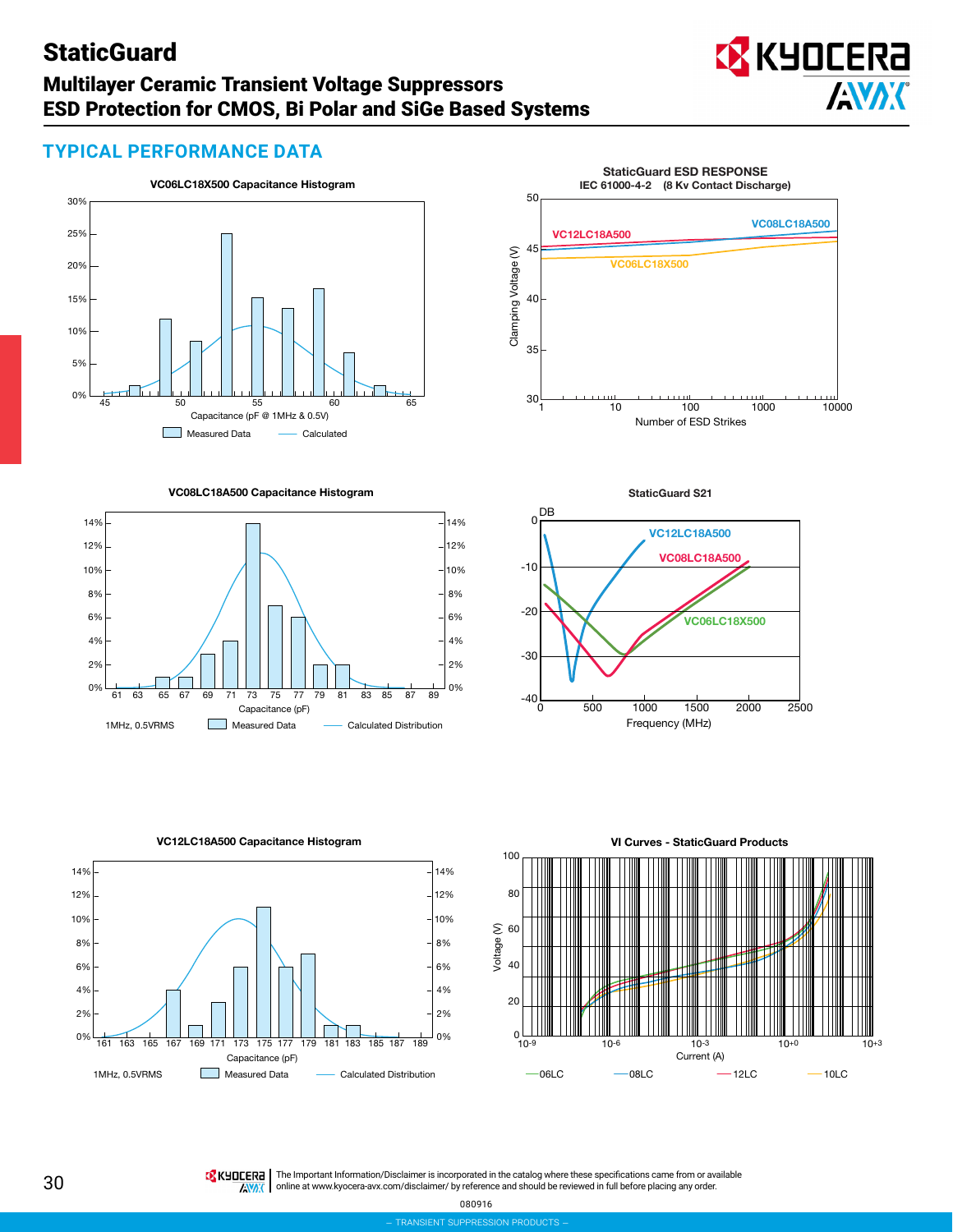# StaticGuard

## Multilayer Ceramic Transient Voltage Suppressors
## ESD Protection for CMOS, Bi Polar and SiGe Based Systems

## TYPICAL PERFORMANCE DATA

**VC06LC18X500 Capacitance Histogram**

Capacitance (pF @ 1MHz & 0.5V)

Measured Data — Calculated

**StaticGuard ESD RESPONSE**
IEC 61000-4-2 (8 Kv Contact Discharge)

Clamping Voltage (V) vs. Number of ESD Strikes

VC08LC18A500, VC12LC18A500, VC06LC18X500

**VC08LC18A500 Capacitance Histogram**

Capacitance (pF)

1MHz, 0.5VRMS — Measured Data — Calculated Distribution

**StaticGuard S21**

DB vs. Frequency (MHz)

VC12LC18A500, VC08LC18A500, VC06LC18X500

**VC12LC18A500 Capacitance Histogram**

Capacitance (pF)

1MHz, 0.5VRMS — Measured Data — Calculated Distribution

**VI Curves - StaticGuard Products**

Voltage (V) vs. Current (A)

06LC — 08LC — 12LC — 10LC

The Important Information/Disclaimer is incorporated in the catalog where these specifications came from or available online at www.kyocera-avx.com/disclaimer/ by reference and should be reviewed in full before placing any order.

080916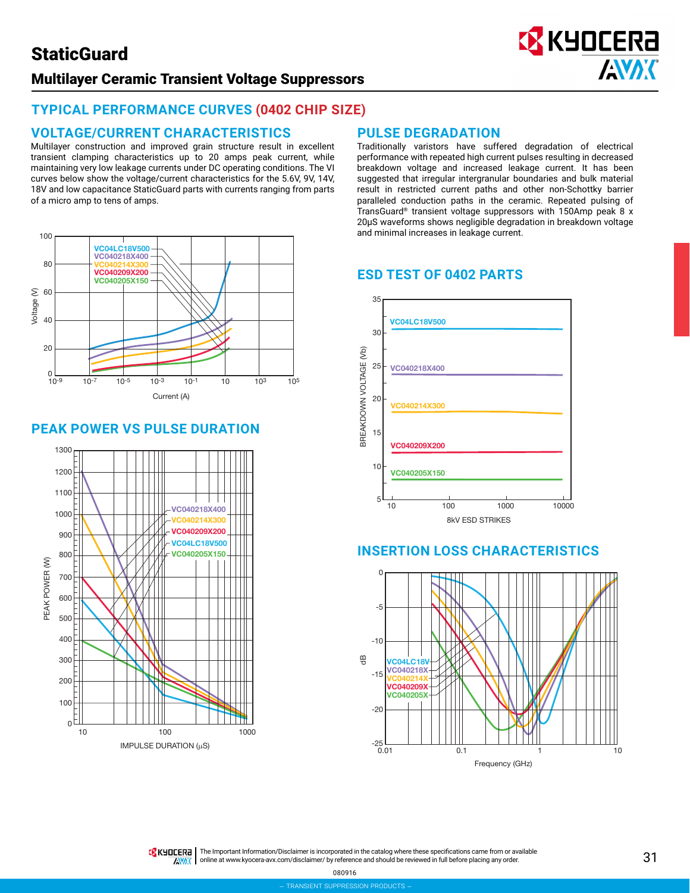# StaticGuard

## Multilayer Ceramic Transient Voltage Suppressors

## TYPICAL PERFORMANCE CURVES (0402 CHIP SIZE)

### VOLTAGE/CURRENT CHARACTERISTICS

Multilayer construction and improved grain structure result in excellent transient clamping characteristics up to 20 amps peak current, while maintaining very low leakage currents under DC operating conditions. The VI curves below show the voltage/current characteristics for the 5.6V, 9V, 14V, 18V and low capacitance StaticGuard parts with currents ranging from parts of a micro amp to tens of amps.

VC04LC18V500
VC040218X400
VC040214X300
VC040209X200
VC040205X150

Voltage (V)
100
80
60
40
20
0

$10^{-9}$ $10^{-7}$ $10^{-5}$ $10^{-3}$ $10^{-1}$ 10 $10^{3}$ $10^{5}$

Current (A)

### PEAK POWER VS PULSE DURATION

VC040218X400
VC040214X300
VC040209X200
VC04LC18V500
VC040205X150

PEAK POWER (W)
1300
1200
1100
1000
900
800
700
600
500
400
300
200
100
0

10 100 1000

IMPULSE DURATION (µS)

### PULSE DEGRADATION

Traditionally varistors have suffered degradation of electrical performance with repeated high current pulses resulting in decreased breakdown voltage and increased leakage current. It has been suggested that irregular intergranular boundaries and bulk material result in restricted current paths and other non-Schottky barrier paralleled conduction paths in the ceramic. Repeated pulsing of TransGuard® transient voltage suppressors with 150Amp peak 8 x 20µS waveforms shows negligible degradation in breakdown voltage and minimal increases in leakage current.

### ESD TEST OF 0402 PARTS

VC04LC18V500
VC040218X400
VC040214X300
VC040209X200
VC040205X150

BREAKDOWN VOLTAGE (Vb)
35
30
25
20
15
10
5

10 100 1000 10000

8kV ESD STRIKES

### INSERTION LOSS CHARACTERISTICS

VC04LC18V
VC040218X
VC040214X
VC040209X
VC040205X

dB
0
-5
-10
-15
-20
-25

0.01 0.1 1 10

Frequency (GHz)